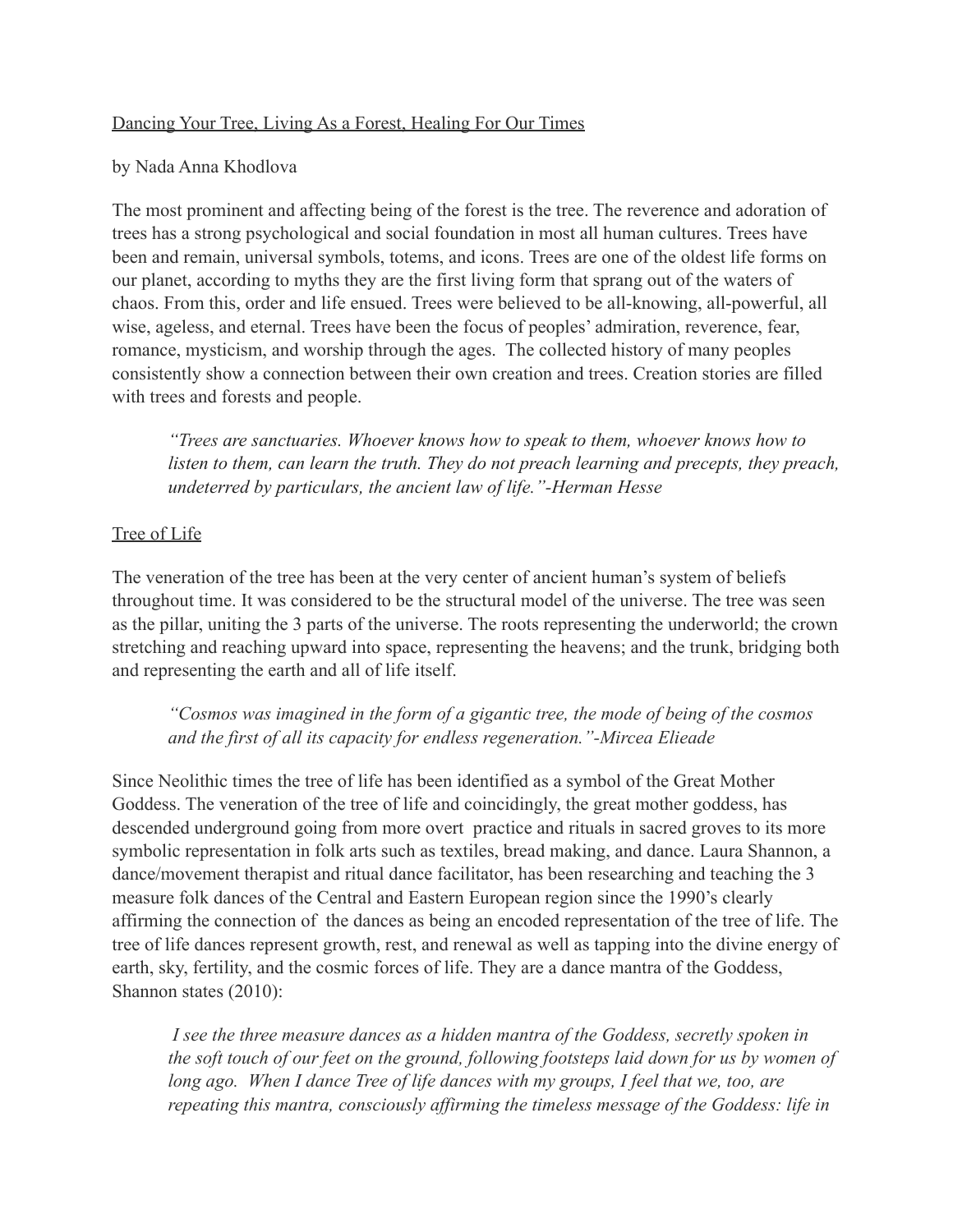# Dancing Your Tree, Living As a Forest, Healing For Our Times

by Nada Anna Khodlova

The most prominent and affecting being of the forest is the tree. The reverence and adoration of trees has a strong psychological and social foundation in most all human cultures. Trees have been and remain, universal symbols, totems, and icons. Trees are one of the oldest life forms on our planet, according to myths they are the first living form that sprang out of the waters of chaos. From this, order and life ensued. Trees were believed to be all-knowing, all-powerful, all wise, ageless, and eternal. Trees have been the focus of peoples' admiration, reverence, fear, romance, mysticism, and worship through the ages. The collected history of many peoples consistently show a connection between their own creation and trees. Creation stories are filled with trees and forests and people.

> *"Trees are sanctuaries. Whoever knows how to speak to them, whoever knows how to listen to them, can learn the truth. They do not preach learning and precepts, they preach, undeterred by particulars, the ancient law of life."-Herman Hesse*

## Tree of Life

The veneration of the tree has been at the very center of ancient human's system of beliefs throughout time. It was considered to be the structural model of the universe. The tree was seen as the pillar, uniting the 3 parts of the universe. The roots representing the underworld; the crown stretching and reaching upward into space, representing the heavens; and the trunk, bridging both and representing the earth and all of life itself.

> *"Cosmos was imagined in the form of a gigantic tree, the mode of being of the cosmos and the first of all its capacity for endless regeneration."-Mircea Elieade*

Since Neolithic times the tree of life has been identified as a symbol of the Great Mother Goddess. The veneration of the tree of life and coincidingly, the great mother goddess, has descended underground going from more overt practice and rituals in sacred groves to its more symbolic representation in folk arts such as textiles, bread making, and dance. Laura Shannon, a dance/movement therapist and ritual dance facilitator, has been researching and teaching the 3 measure folk dances of the Central and Eastern European region since the 1990's clearly affirming the connection of the dances as being an encoded representation of the tree of life. The tree of life dances represent growth, rest, and renewal as well as tapping into the divine energy of earth, sky, fertility, and the cosmic forces of life. They are a dance mantra of the Goddess, Shannon states (2010):

> *I see the three measure dances as a hidden mantra of the Goddess, secretly spoken in the soft touch of our feet on the ground, following footsteps laid down for us by women of long ago. When I dance Tree of life dances with my groups, I feel that we, too, are repeating this mantra, consciously affirming the timeless message of the Goddess: life in*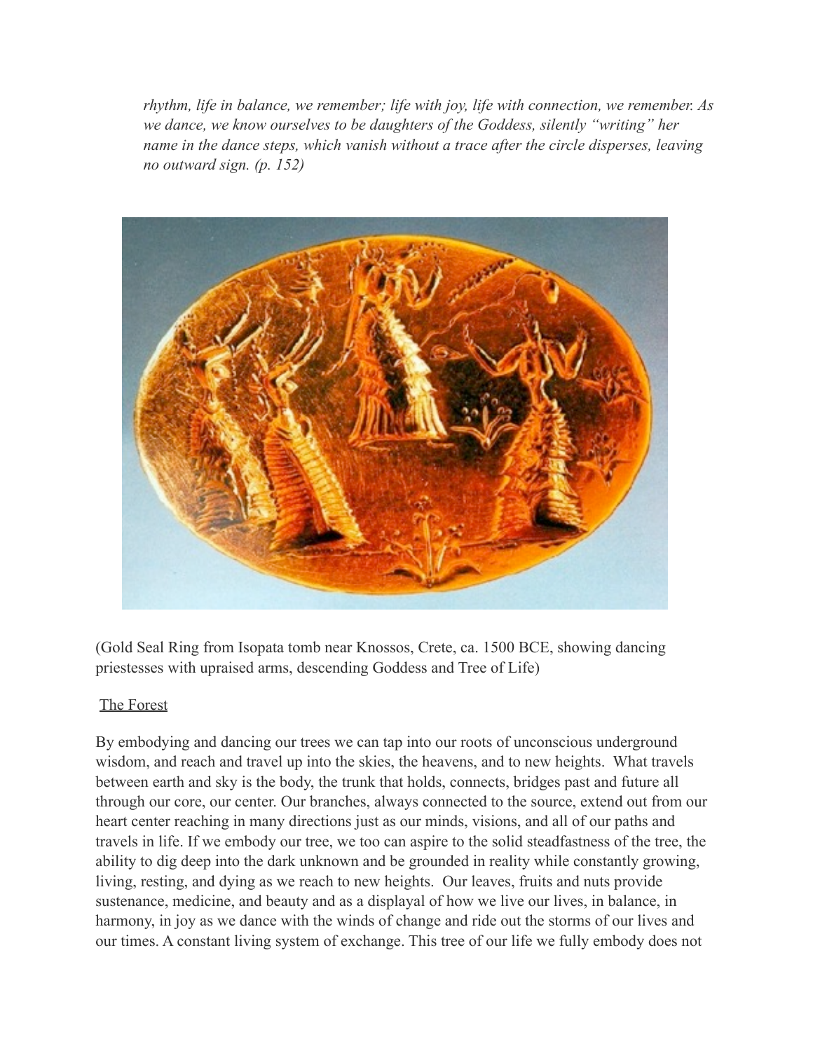*rhythm, life in balance, we remember; life with joy, life with connection, we remember. As we dance, we know ourselves to be daughters of the Goddess, silently "writing" her name in the dance steps, which vanish without a trace after the circle disperses, leaving no outward sign. (p. 152)*

(Gold Seal Ring from Isopata tomb near Knossos, Crete, ca. 1500 BCE, showing dancing priestesses with upraised arms, descending Goddess and Tree of Life)

<u>The Forest</u>

By embodying and dancing our trees we can tap into our roots of unconscious underground wisdom, and reach and travel up into the skies, the heavens, and to new heights. What travels between earth and sky is the body, the trunk that holds, connects, bridges past and future all through our core, our center. Our branches, always connected to the source, extend out from our heart center reaching in many directions just as our minds, visions, and all of our paths and travels in life. If we embody our tree, we too can aspire to the solid steadfastness of the tree, the ability to dig deep into the dark unknown and be grounded in reality while constantly growing, living, resting, and dying as we reach to new heights. Our leaves, fruits and nuts provide sustenance, medicine, and beauty and as a displayal of how we live our lives, in balance, in harmony, in joy as we dance with the winds of change and ride out the storms of our lives and our times. A constant living system of exchange. This tree of our life we fully embody does not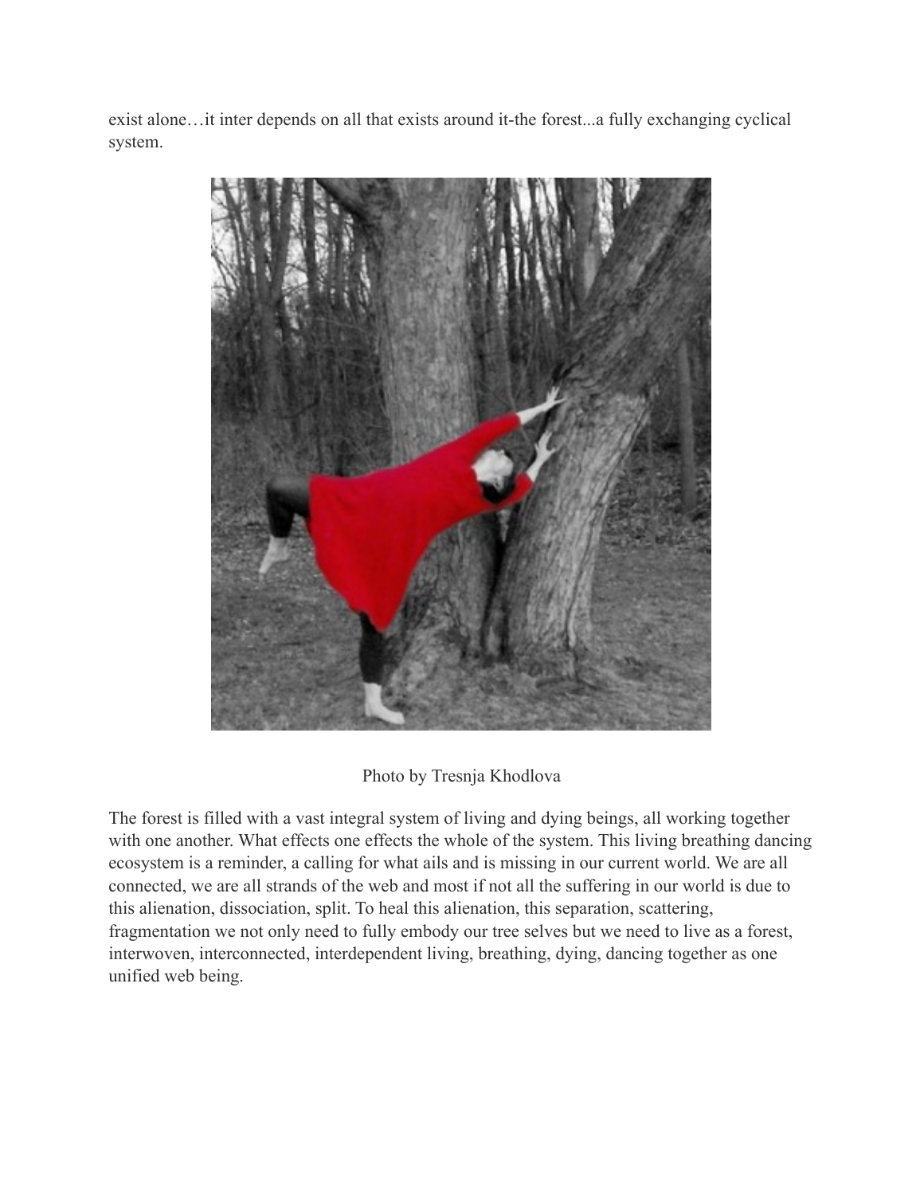exist alone…it inter depends on all that exists around it-the forest...a fully exchanging cyclical system.

Photo by Tresnja Khodlova

The forest is filled with a vast integral system of living and dying beings, all working together with one another. What effects one effects the whole of the system. This living breathing dancing ecosystem is a reminder, a calling for what ails and is missing in our current world. We are all connected, we are all strands of the web and most if not all the suffering in our world is due to this alienation, dissociation, split. To heal this alienation, this separation, scattering, fragmentation we not only need to fully embody our tree selves but we need to live as a forest, interwoven, interconnected, interdependent living, breathing, dying, dancing together as one unified web being.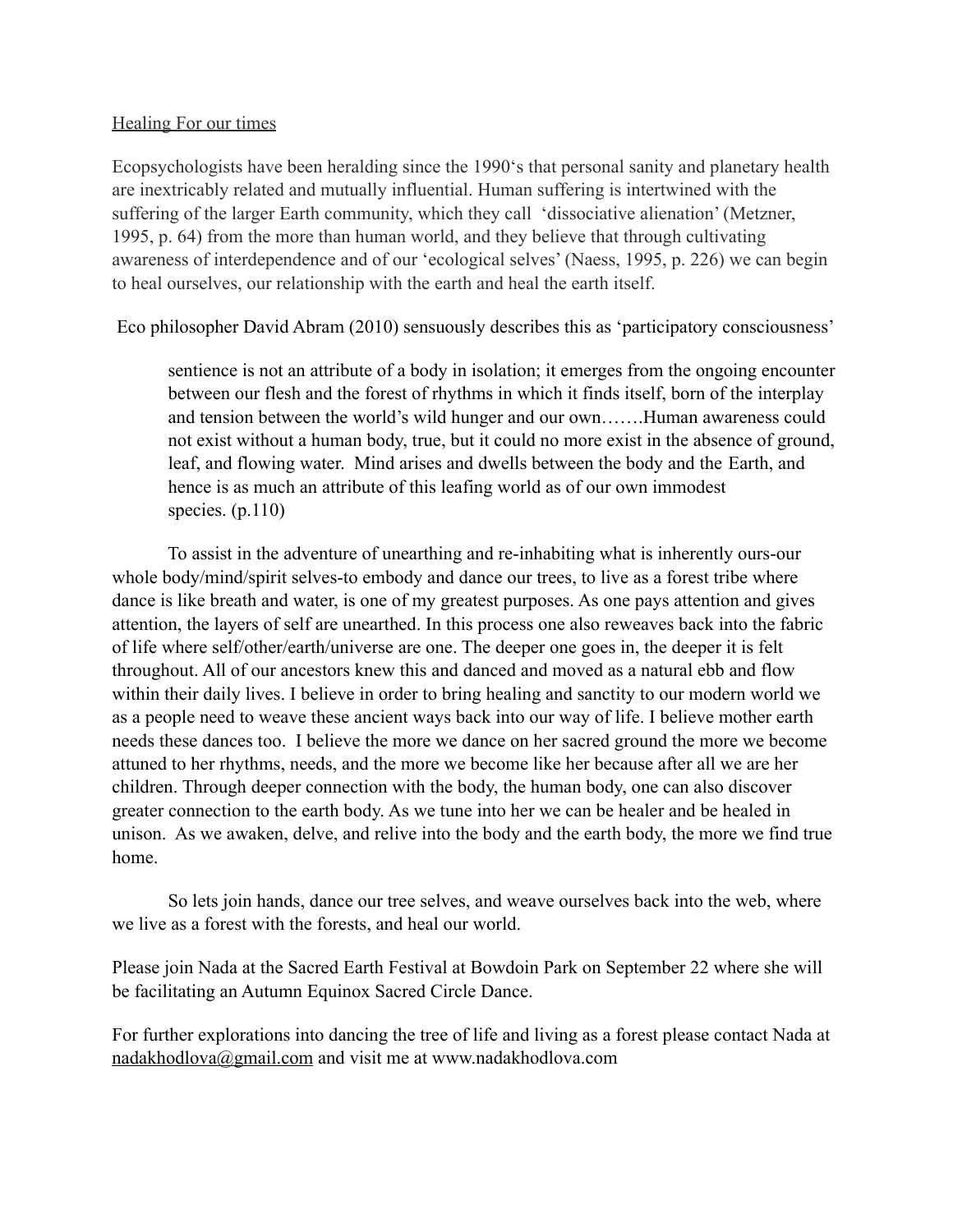Healing For our times

Ecopsychologists have been heralding since the 1990's that personal sanity and planetary health are inextricably related and mutually influential. Human suffering is intertwined with the suffering of the larger Earth community, which they call 'dissociative alienation' (Metzner, 1995, p. 64) from the more than human world, and they believe that through cultivating awareness of interdependence and of our 'ecological selves' (Naess, 1995, p. 226) we can begin to heal ourselves, our relationship with the earth and heal the earth itself.

Eco philosopher David Abram (2010) sensuously describes this as 'participatory consciousness'

> sentience is not an attribute of a body in isolation; it emerges from the ongoing encounter between our flesh and the forest of rhythms in which it finds itself, born of the interplay and tension between the world's wild hunger and our own…….Human awareness could not exist without a human body, true, but it could no more exist in the absence of ground, leaf, and flowing water. Mind arises and dwells between the body and the Earth, and hence is as much an attribute of this leafing world as of our own immodest species. (p.110)

To assist in the adventure of unearthing and re-inhabiting what is inherently ours-our whole body/mind/spirit selves-to embody and dance our trees, to live as a forest tribe where dance is like breath and water, is one of my greatest purposes. As one pays attention and gives attention, the layers of self are unearthed. In this process one also reweaves back into the fabric of life where self/other/earth/universe are one. The deeper one goes in, the deeper it is felt throughout. All of our ancestors knew this and danced and moved as a natural ebb and flow within their daily lives. I believe in order to bring healing and sanctity to our modern world we as a people need to weave these ancient ways back into our way of life. I believe mother earth needs these dances too. I believe the more we dance on her sacred ground the more we become attuned to her rhythms, needs, and the more we become like her because after all we are her children. Through deeper connection with the body, the human body, one can also discover greater connection to the earth body. As we tune into her we can be healer and be healed in unison. As we awaken, delve, and relive into the body and the earth body, the more we find true home.

So lets join hands, dance our tree selves, and weave ourselves back into the web, where we live as a forest with the forests, and heal our world.

Please join Nada at the Sacred Earth Festival at Bowdoin Park on September 22 where she will be facilitating an Autumn Equinox Sacred Circle Dance.

For further explorations into dancing the tree of life and living as a forest please contact Nada at nadakhodlova@gmail.com and visit me at www.nadakhodlova.com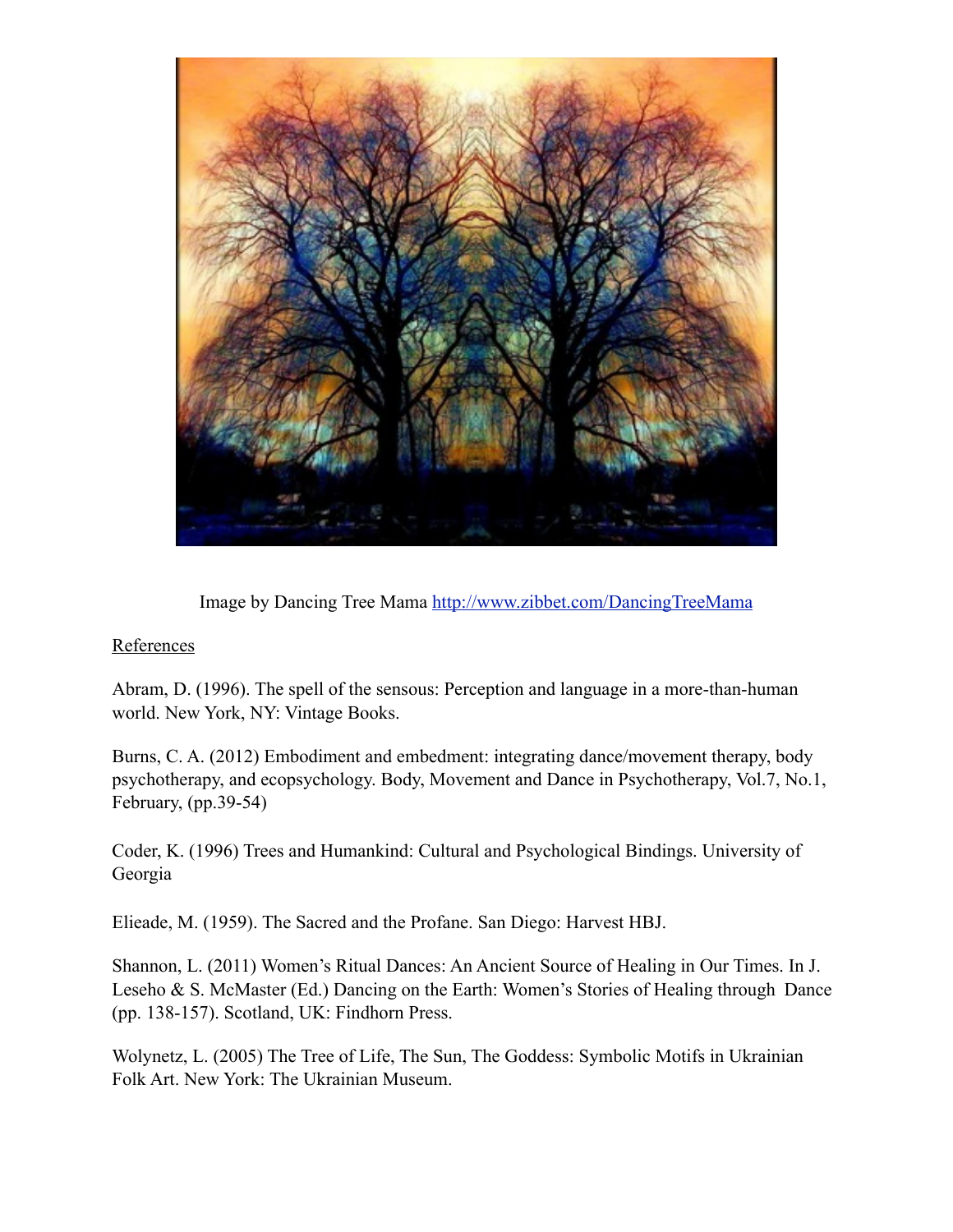Image by Dancing Tree Mama http://www.zibbet.com/DancingTreeMama

References

Abram, D. (1996). The spell of the sensous: Perception and language in a more-than-human world. New York, NY: Vintage Books.

Burns, C. A. (2012) Embodiment and embedment: integrating dance/movement therapy, body psychotherapy, and ecopsychology. Body, Movement and Dance in Psychotherapy, Vol.7, No.1, February, (pp.39-54)

Coder, K. (1996) Trees and Humankind: Cultural and Psychological Bindings. University of Georgia

Elieade, M. (1959). The Sacred and the Profane. San Diego: Harvest HBJ.

Shannon, L. (2011) Women's Ritual Dances: An Ancient Source of Healing in Our Times. In J. Leseho & S. McMaster (Ed.) Dancing on the Earth: Women's Stories of Healing through Dance (pp. 138-157). Scotland, UK: Findhorn Press.

Wolynetz, L. (2005) The Tree of Life, The Sun, The Goddess: Symbolic Motifs in Ukrainian Folk Art. New York: The Ukrainian Museum.